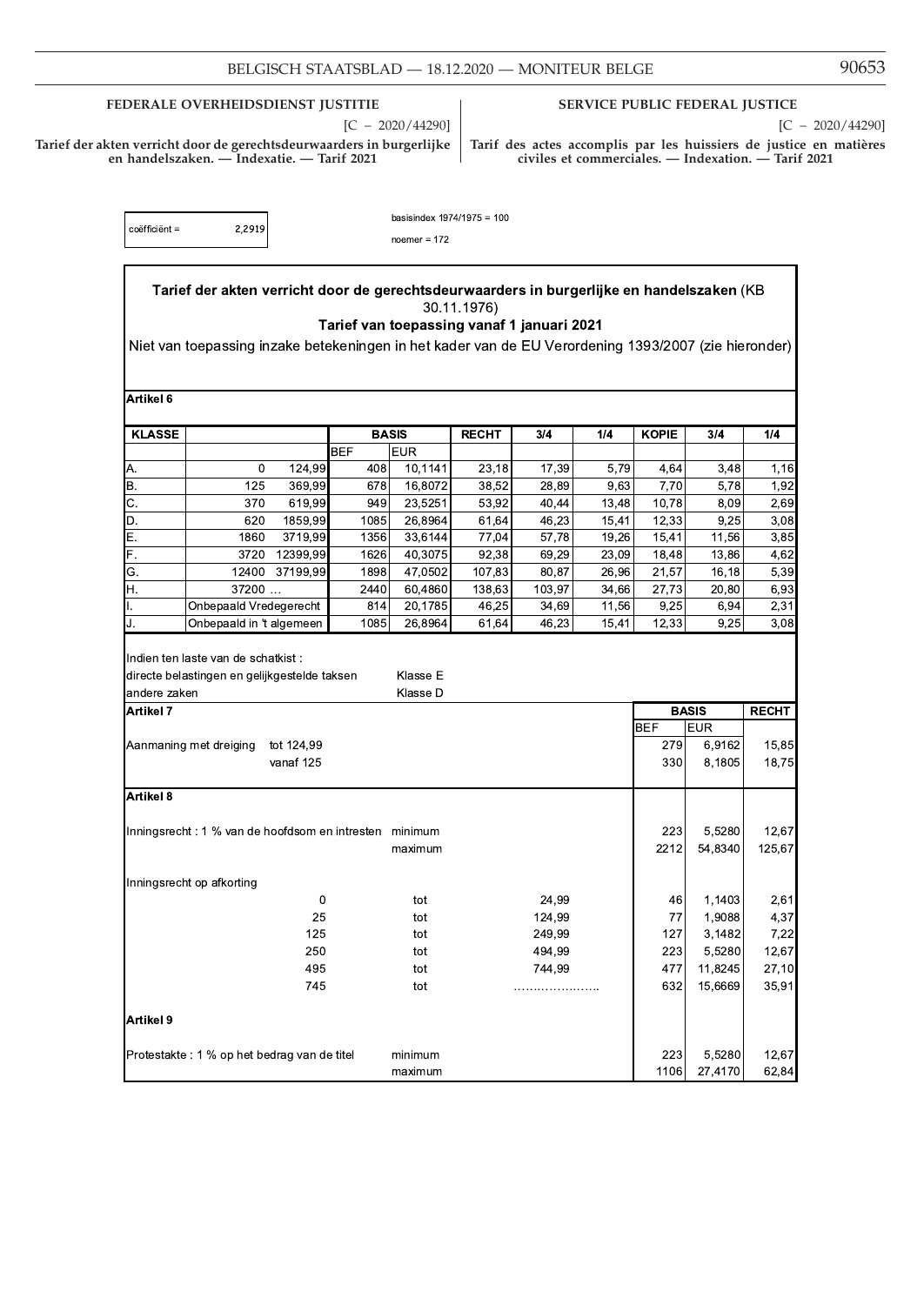**FEDERALE OVERHEIDSDIENST JUSTITIE**

[C − 2020/44290]

**Tarief der akten verricht door de gerechtsdeurwaarders in burgerlijke en handelszaken. — Indexatie. — Tarif 2021**

**SERVICE PUBLIC FEDERAL JUSTICE**

[C − 2020/44290]

**Tarif des actes accomplis par les huissiers de justice en matières civiles et commerciales. — Indexation. — Tarif 2021**

coëfficiënt = 2,2919

basisindex 1974/1975 = 100

noemer = 172

**Tarief der akten verricht door de gerechtsdeurwaarders in burgerlijke en handelszaken** (KB 30.11.1976)

**Tarief van toepassing vanaf 1 januari 2021**

Niet van toepassing inzake betekeningen in het kader van de EU Verordening 1393/2007 (zie hieronder)

**Artikel 6**

| KLASSE | | | BASIS | | RECHT | 3/4 | 1/4 | KOPIE | 3/4 | 1/4 |
|---|---|---|---|---|---|---|---|---|---|---|
| | | | BEF | EUR | | | | | | |
| A. | 0 | 124,99 | 408 | 10,1141 | 23,18 | 17,39 | 5,79 | 4,64 | 3,48 | 1,16 |
| B. | 125 | 369,99 | 678 | 16,8072 | 38,52 | 28,89 | 9,63 | 7,70 | 5,78 | 1,92 |
| C. | 370 | 619,99 | 949 | 23,5251 | 53,92 | 40,44 | 13,48 | 10,78 | 8,09 | 2,69 |
| D. | 620 | 1859,99 | 1085 | 26,8964 | 61,64 | 46,23 | 15,41 | 12,33 | 9,25 | 3,08 |
| E. | 1860 | 3719,99 | 1356 | 33,6144 | 77,04 | 57,78 | 19,26 | 15,41 | 11,56 | 3,85 |
| F. | 3720 | 12399,99 | 1626 | 40,3075 | 92,38 | 69,29 | 23,09 | 18,48 | 13,86 | 4,62 |
| G. | 12400 | 37199,99 | 1898 | 47,0502 | 107,83 | 80,87 | 26,96 | 21,57 | 16,18 | 5,39 |
| H. | 37200 … | | 2440 | 60,4860 | 138,63 | 103,97 | 34,66 | 27,73 | 20,80 | 6,93 |
| I. | Onbepaald Vredegerecht | | 814 | 20,1785 | 46,25 | 34,69 | 11,56 | 9,25 | 6,94 | 2,31 |
| J. | Onbepaald in 't algemeen | | 1085 | 26,8964 | 61,64 | 46,23 | 15,41 | 12,33 | 9,25 | 3,08 |

Indien ten laste van de schatkist :

| | |
|---|---|
| directe belastingen en gelijkgestelde taksen | Klasse E |
| andere zaken | Klasse D |

**Artikel 7**

| | | BASIS | | RECHT |
|---|---|---|---|---|
| | | BEF | EUR | |
| Aanmaning met dreiging | tot 124,99 | 279 | 6,9162 | 15,85 |
| | vanaf 125 | 330 | 8,1805 | 18,75 |

**Artikel 8**

| | | BEF | EUR | RECHT |
|---|---|---|---|---|
| Inningsrecht : 1 % van de hoofdsom en intresten | minimum | 223 | 5,5280 | 12,67 |
| | maximum | 2212 | 54,8340 | 125,67 |

Inningsrecht op afkorting

| | | | BEF | EUR | RECHT |
|---|---|---|---|---|---|
| 0 | tot | 24,99 | 46 | 1,1403 | 2,61 |
| 25 | tot | 124,99 | 77 | 1,9088 | 4,37 |
| 125 | tot | 249,99 | 127 | 3,1482 | 7,22 |
| 250 | tot | 494,99 | 223 | 5,5280 | 12,67 |
| 495 | tot | 744,99 | 477 | 11,8245 | 27,10 |
| 745 | tot | ………………. | 632 | 15,6669 | 35,91 |

**Artikel 9**

| | | BEF | EUR | RECHT |
|---|---|---|---|---|
| Protestakte : 1 % op het bedrag van de titel | minimum | 223 | 5,5280 | 12,67 |
| | maximum | 1106 | 27,4170 | 62,84 |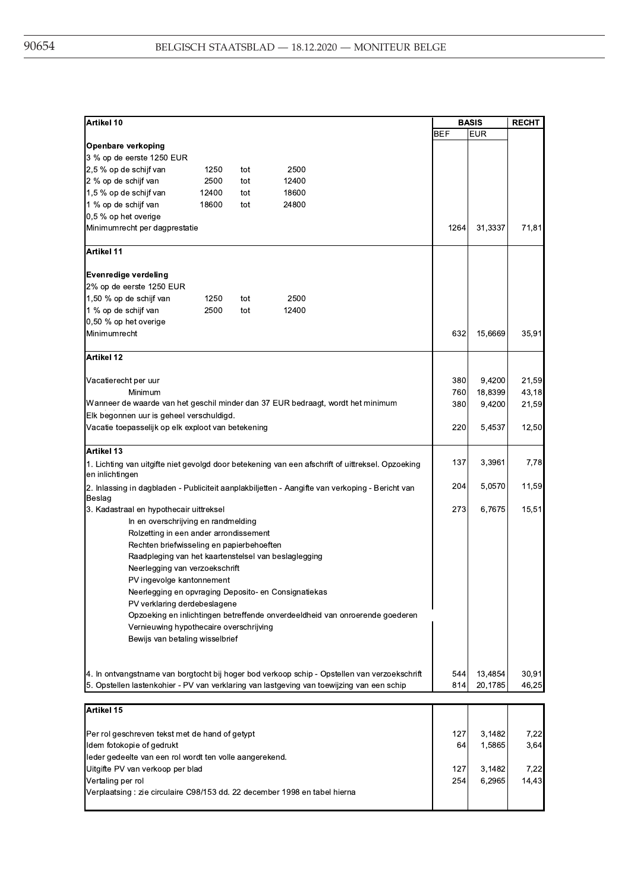| Artikel 10 | BASIS | | RECHT |
|---|---|---|---|
| | BEF | EUR | |
| **Openbare verkoping** | | | |
| 3 % op de eerste 1250 EUR | | | |
| 2,5 % op de schijf van 1250 tot 2500 | | | |
| 2 % op de schijf van 2500 tot 12400 | | | |
| 1,5 % op de schijf van 12400 tot 18600 | | | |
| 1 % op de schijf van 18600 tot 24800 | | | |
| 0,5 % op het overige | | | |
| Minimumrecht per dagprestatie | 1264 | 31,3337 | 71,81 |
| **Artikel 11** | | | |
| **Evenredige verdeling** | | | |
| 2% op de eerste 1250 EUR | | | |
| 1,50 % op de schijf van 1250 tot 2500 | | | |
| 1 % op de schijf van 2500 tot 12400 | | | |
| 0,50 % op het overige | | | |
| Minimumrecht | 632 | 15,6669 | 35,91 |
| **Artikel 12** | | | |
| Vacatierecht per uur | 380 | 9,4200 | 21,59 |
| Minimum | 760 | 18,8399 | 43,18 |
| Wanneer de waarde van het geschil minder dan 37 EUR bedraagt, wordt het minimum | 380 | 9,4200 | 21,59 |
| Elk begonnen uur is geheel verschuldigd. | | | |
| Vacatie toepasselijk op elk exploot van betekening | 220 | 5,4537 | 12,50 |
| **Artikel 13** | | | |
| 1. Lichting van uitgifte niet gevolgd door betekening van een afschrift of uittreksel. Opzoeking en inlichtingen | 137 | 3,3961 | 7,78 |
| 2. Inlassing in dagbladen - Publiciteit aanplakbiljetten - Aangifte van verkoping - Bericht van Beslag | 204 | 5,0570 | 11,59 |
| 3. Kadastraal en hypothecair uittreksel | 273 | 6,7675 | 15,51 |
| In en overschrijving en randmelding | | | |
| Rolzetting in een ander arrondissement | | | |
| Rechten briefwisseling en papierbehoeften | | | |
| Raadpleging van het kaartenstelsel van beslaglegging | | | |
| Neerlegging van verzoekschrift | | | |
| PV ingevolge kantonnement | | | |
| Neerlegging en opvraging Deposito- en Consignatiekas | | | |
| PV verklaring derdebeslagene | | | |
| Opzoeking en inlichtingen betreffende onverdeeldheid van onroerende goederen | | | |
| Vernieuwing hypothecaire overschrijving | | | |
| Bewijs van betaling wisselbrief | | | |
| 4. In ontvangstname van borgtocht bij hoger bod verkoop schip - Opstellen van verzoekschrift | 544 | 13,4854 | 30,91 |
| 5. Opstellen lastenkohier - PV van verklaring van lastgeving van toewijzing van een schip | 814 | 20,1785 | 46,25 |

| Artikel 15 | | | |
|---|---|---|---|
| Per rol geschreven tekst met de hand of getypt | 127 | 3,1482 | 7,22 |
| Idem fotokopie of gedrukt | 64 | 1,5865 | 3,64 |
| Ieder gedeelte van een rol wordt ten volle aangerekend. | | | |
| Uitgifte PV van verkoop per blad | 127 | 3,1482 | 7,22 |
| Vertaling per rol | 254 | 6,2965 | 14,43 |
| Verplaatsing : zie circulaire C98/153 dd. 22 december 1998 en tabel hierna | | | |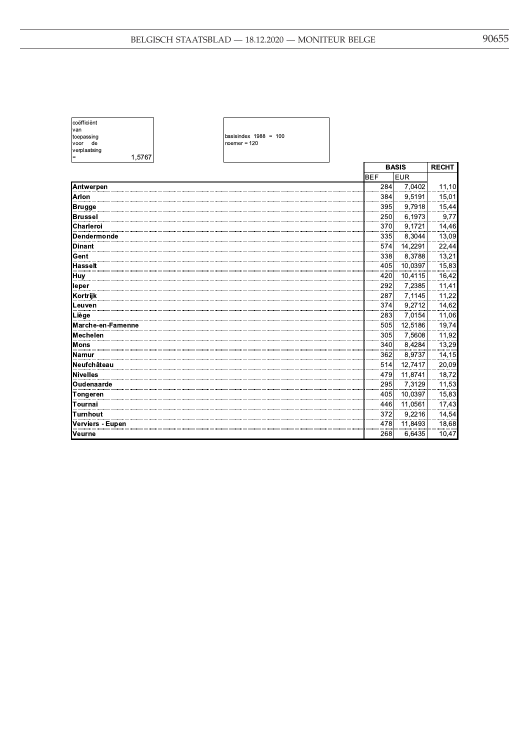| coëfficiënt van toepassing voor de verplaatsing = 1,5767 | basisindex 1988 = 100 noemer = 120 |
|---|---|

| | BASIS | | RECHT |
|---|---|---|---|
| | BEF | EUR | |
| **Antwerpen** | 284 | 7,0402 | 11,10 |
| **Arlon** | 384 | 9,5191 | 15,01 |
| **Brugge** | 395 | 9,7918 | 15,44 |
| **Brussel** | 250 | 6,1973 | 9,77 |
| **Charleroi** | 370 | 9,1721 | 14,46 |
| **Dendermonde** | 335 | 8,3044 | 13,09 |
| **Dinant** | 574 | 14,2291 | 22,44 |
| **Gent** | 338 | 8,3788 | 13,21 |
| **Hasselt** | 405 | 10,0397 | 15,83 |
| **Huy** | 420 | 10,4115 | 16,42 |
| **Ieper** | 292 | 7,2385 | 11,41 |
| **Kortrijk** | 287 | 7,1145 | 11,22 |
| **Leuven** | 374 | 9,2712 | 14,62 |
| **Liège** | 283 | 7,0154 | 11,06 |
| **Marche-en-Famenne** | 505 | 12,5186 | 19,74 |
| **Mechelen** | 305 | 7,5608 | 11,92 |
| **Mons** | 340 | 8,4284 | 13,29 |
| **Namur** | 362 | 8,9737 | 14,15 |
| **Neufchâteau** | 514 | 12,7417 | 20,09 |
| **Nivelles** | 479 | 11,8741 | 18,72 |
| **Oudenaarde** | 295 | 7,3129 | 11,53 |
| **Tongeren** | 405 | 10,0397 | 15,83 |
| **Tournai** | 446 | 11,0561 | 17,43 |
| **Turnhout** | 372 | 9,2216 | 14,54 |
| **Verviers - Eupen** | 478 | 11,8493 | 18,68 |
| **Veurne** | 268 | 6,6435 | 10,47 |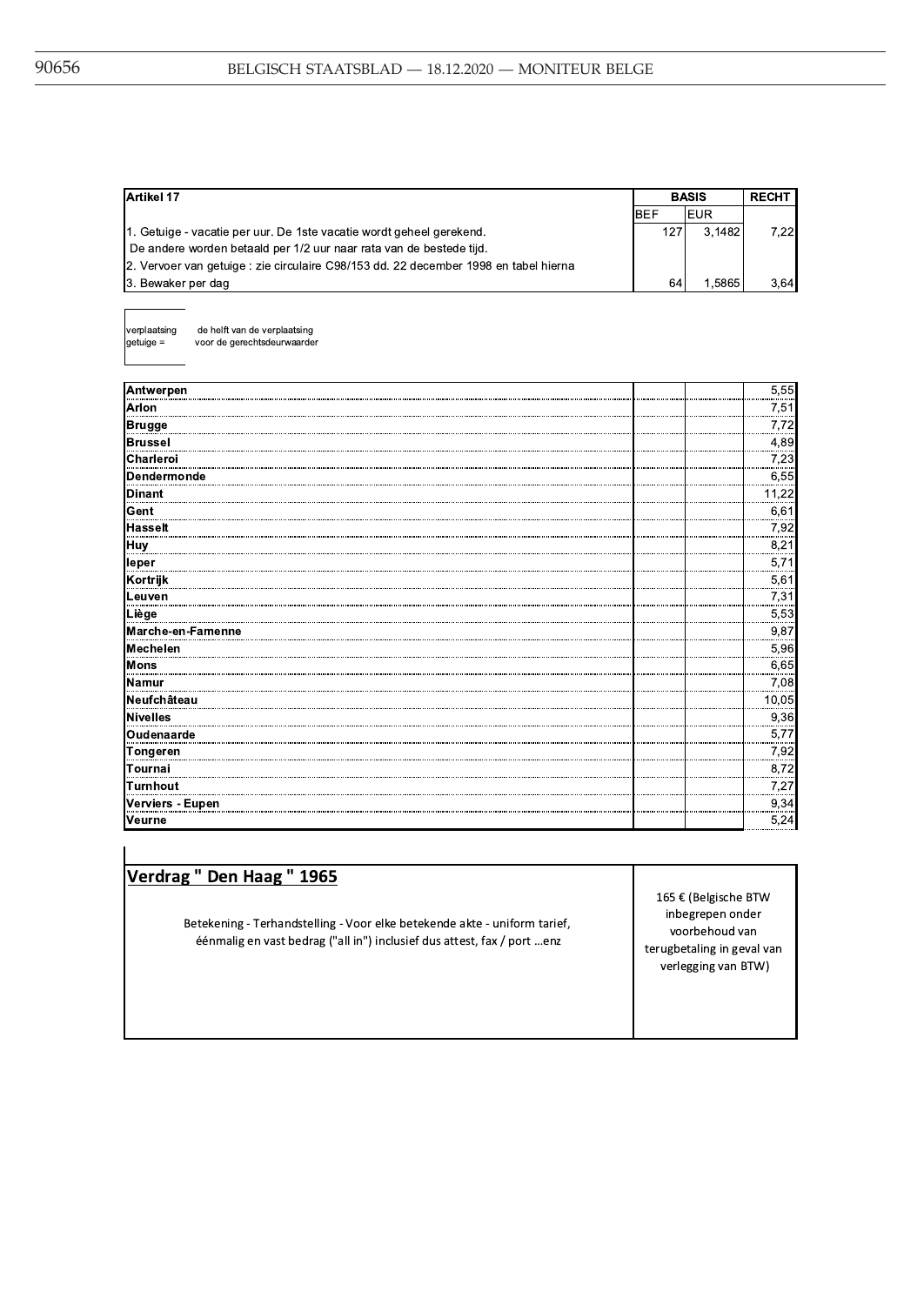| Artikel 17 | BASIS | | RECHT |
|---|---|---|---|
| | BEF | EUR | |
| 1. Getuige - vacatie per uur. De 1ste vacatie wordt geheel gerekend. | 127 | 3,1482 | 7,22 |
| De andere worden betaald per 1/2 uur naar rata van de bestede tijd. | | | |
| 2. Vervoer van getuige : zie circulaire C98/153 dd. 22 december 1998 en tabel hierna | | | |
| 3. Bewaker per dag | 64 | 1,5865 | 3,64 |

verplaatsing getuige = de helft van de verplaatsing voor de gerechtsdeurwaarder

| | | | |
|---|---|---|---|
| **Antwerpen** | | | 5,55 |
| **Arlon** | | | 7,51 |
| **Brugge** | | | 7,72 |
| **Brussel** | | | 4,89 |
| **Charleroi** | | | 7,23 |
| **Dendermonde** | | | 6,55 |
| **Dinant** | | | 11,22 |
| **Gent** | | | 6,61 |
| **Hasselt** | | | 7,92 |
| **Huy** | | | 8,21 |
| **Ieper** | | | 5,71 |
| **Kortrijk** | | | 5,61 |
| **Leuven** | | | 7,31 |
| **Liège** | | | 5,53 |
| **Marche-en-Famenne** | | | 9,87 |
| **Mechelen** | | | 5,96 |
| **Mons** | | | 6,65 |
| **Namur** | | | 7,08 |
| **Neufchâteau** | | | 10,05 |
| **Nivelles** | | | 9,36 |
| **Oudenaarde** | | | 5,77 |
| **Tongeren** | | | 7,92 |
| **Tournai** | | | 8,72 |
| **Turnhout** | | | 7,27 |
| **Verviers - Eupen** | | | 9,34 |
| **Veurne** | | | 5,24 |

| **Verdrag " Den Haag " 1965** | |
|---|---|
| Betekening - Terhandstelling - Voor elke betekende akte - uniform tarief, éénmalig en vast bedrag ("all in") inclusief dus attest, fax / port …enz | 165 € (Belgische BTW inbegrepen onder voorbehoud van terugbetaling in geval van verlegging van BTW) |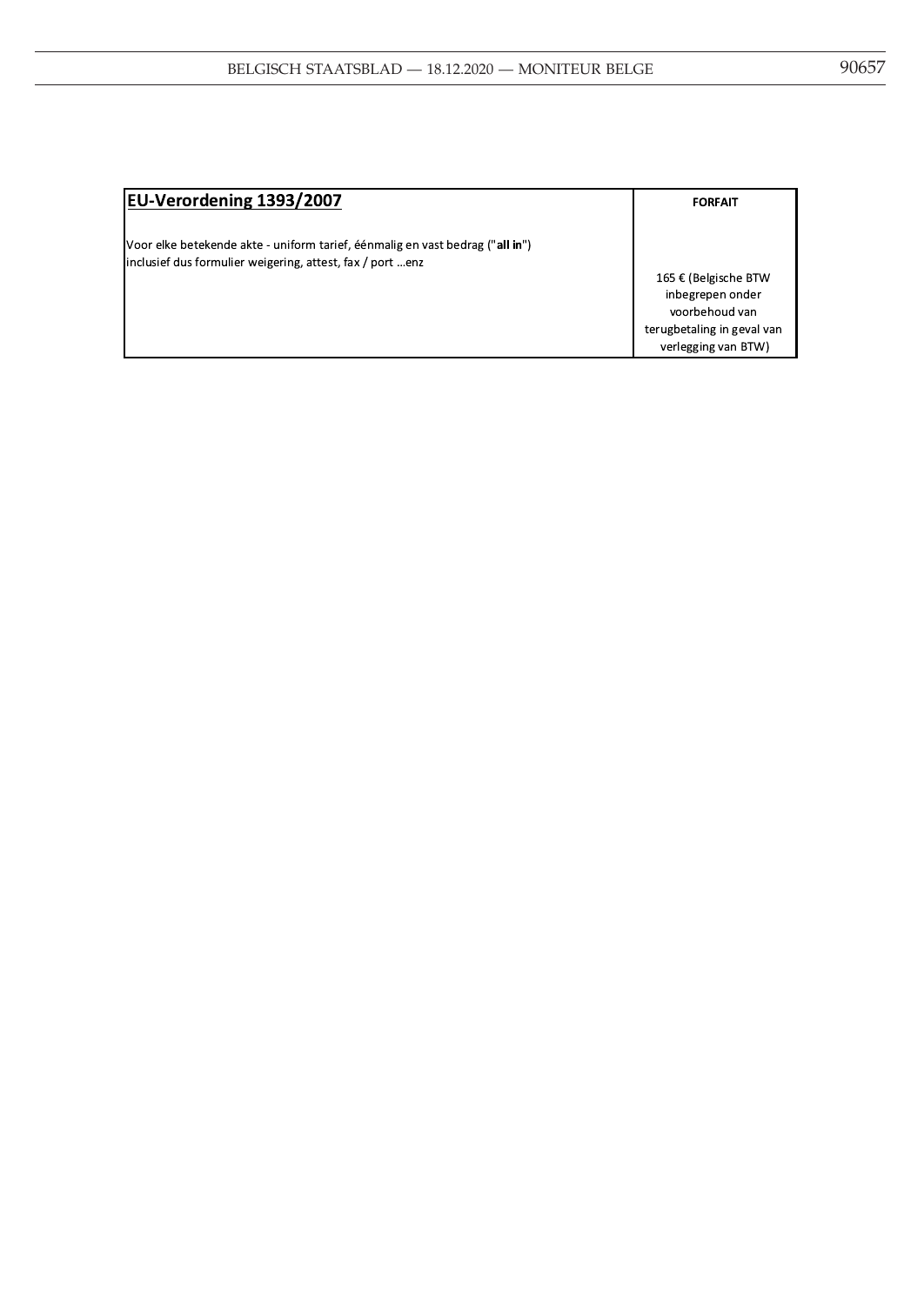| **EU-Verordening 1393/2007** | **FORFAIT** |
|---|---|
| Voor elke betekende akte - uniform tarief, éénmalig en vast bedrag ("**all in**") inclusief dus formulier weigering, attest, fax / port ...enz | 165 € (Belgische BTW inbegrepen onder voorbehoud van terugbetaling in geval van verlegging van BTW) |